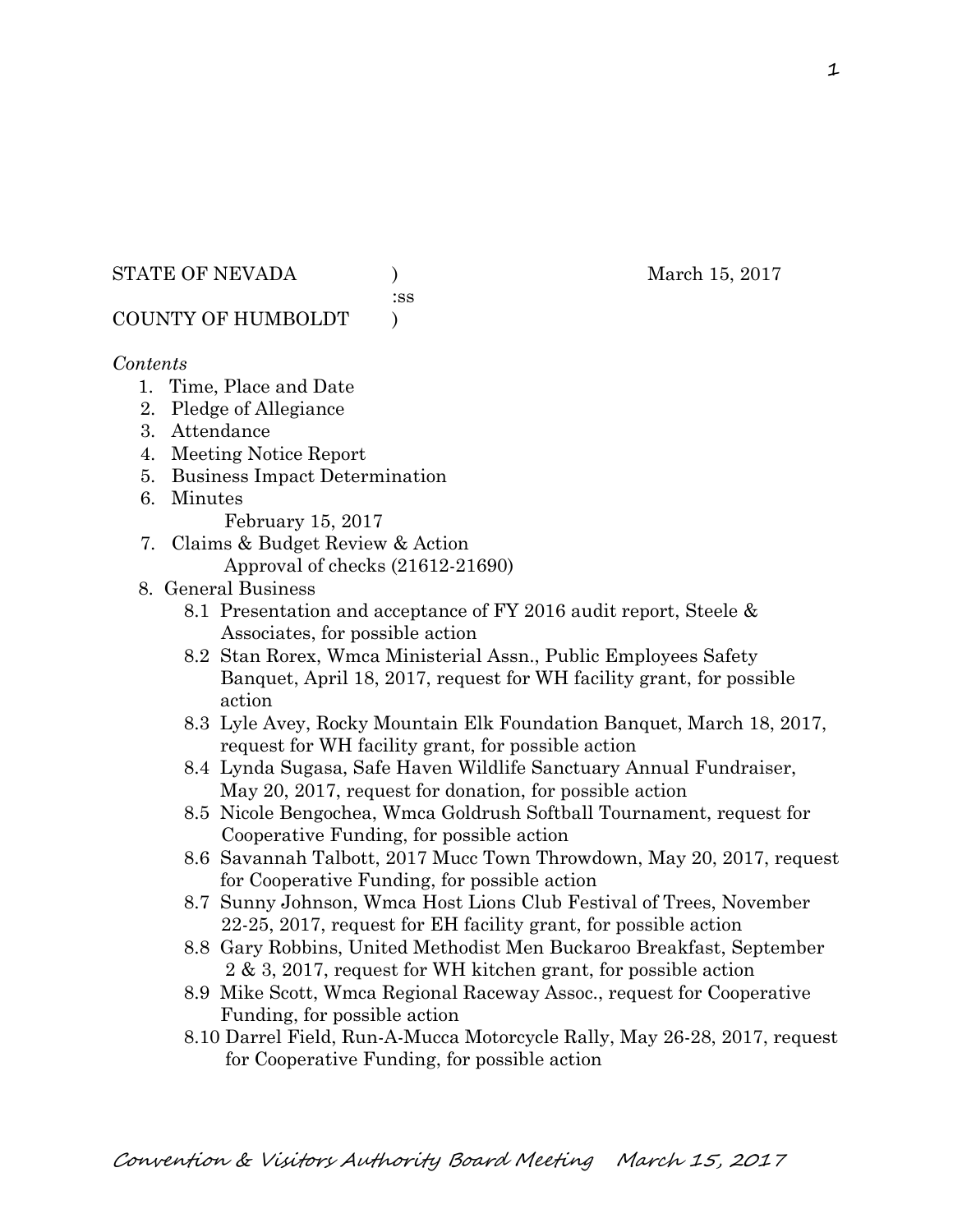STATE OF NEVADA ) March 15, 2017
:ss
COUNTY OF HUMBOLDT )

*Contents*

1. Time, Place and Date
2. Pledge of Allegiance
3. Attendance
4. Meeting Notice Report
5. Business Impact Determination
6. Minutes
   February 15, 2017
7. Claims & Budget Review & Action
   Approval of checks (21612-21690)
8. General Business
   - 8.1 Presentation and acceptance of FY 2016 audit report, Steele & Associates, for possible action
   - 8.2 Stan Rorex, Wmca Ministerial Assn., Public Employees Safety Banquet, April 18, 2017, request for WH facility grant, for possible action
   - 8.3 Lyle Avey, Rocky Mountain Elk Foundation Banquet, March 18, 2017, request for WH facility grant, for possible action
   - 8.4 Lynda Sugasa, Safe Haven Wildlife Sanctuary Annual Fundraiser, May 20, 2017, request for donation, for possible action
   - 8.5 Nicole Bengochea, Wmca Goldrush Softball Tournament, request for Cooperative Funding, for possible action
   - 8.6 Savannah Talbott, 2017 Mucc Town Throwdown, May 20, 2017, request for Cooperative Funding, for possible action
   - 8.7 Sunny Johnson, Wmca Host Lions Club Festival of Trees, November 22-25, 2017, request for EH facility grant, for possible action
   - 8.8 Gary Robbins, United Methodist Men Buckaroo Breakfast, September 2 & 3, 2017, request for WH kitchen grant, for possible action
   - 8.9 Mike Scott, Wmca Regional Raceway Assoc., request for Cooperative Funding, for possible action
   - 8.10 Darrel Field, Run-A-Mucca Motorcycle Rally, May 26-28, 2017, request for Cooperative Funding, for possible action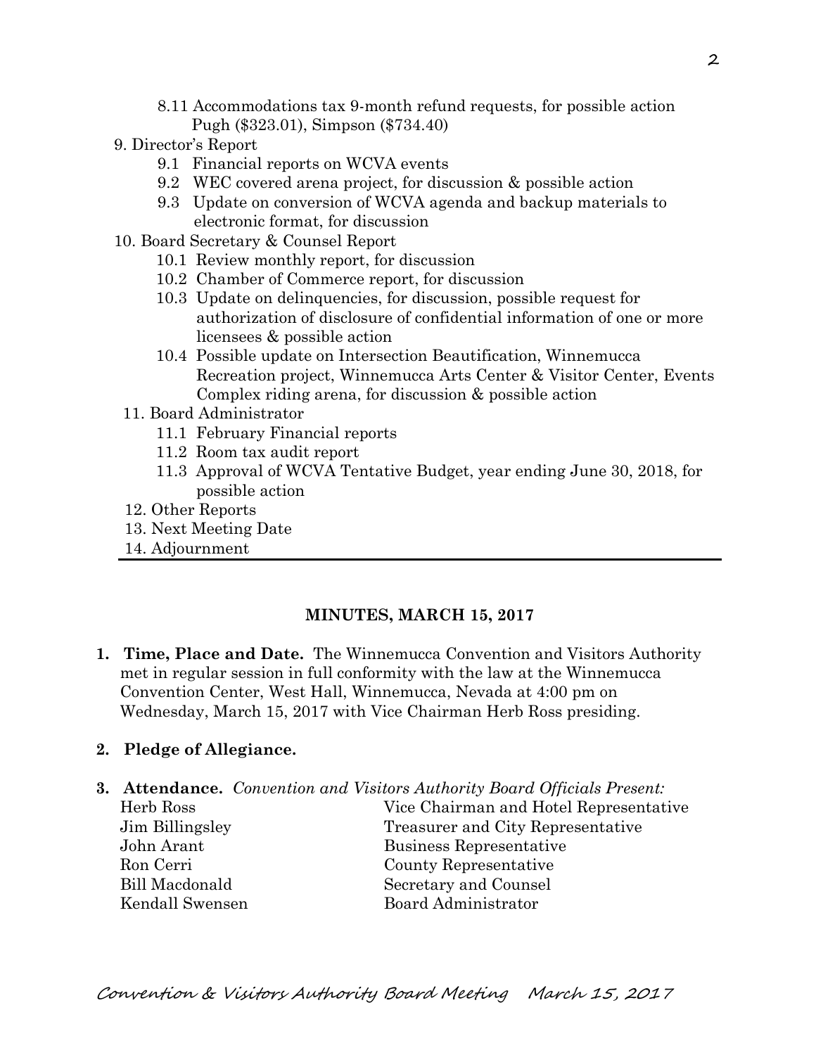8.11 Accommodations tax 9-month refund requests, for possible action Pugh ($323.01), Simpson ($734.40)

9. Director's Report
    - 9.1 Financial reports on WCVA events
    - 9.2 WEC covered arena project, for discussion & possible action
    - 9.3 Update on conversion of WCVA agenda and backup materials to electronic format, for discussion
10. Board Secretary & Counsel Report
    - 10.1 Review monthly report, for discussion
    - 10.2 Chamber of Commerce report, for discussion
    - 10.3 Update on delinquencies, for discussion, possible request for authorization of disclosure of confidential information of one or more licensees & possible action
    - 10.4 Possible update on Intersection Beautification, Winnemucca Recreation project, Winnemucca Arts Center & Visitor Center, Events Complex riding arena, for discussion & possible action
11. Board Administrator
    - 11.1 February Financial reports
    - 11.2 Room tax audit report
    - 11.3 Approval of WCVA Tentative Budget, year ending June 30, 2018, for possible action
12. Other Reports
13. Next Meeting Date
14. Adjournment

---

## MINUTES, MARCH 15, 2017

**1. Time, Place and Date.** The Winnemucca Convention and Visitors Authority met in regular session in full conformity with the law at the Winnemucca Convention Center, West Hall, Winnemucca, Nevada at 4:00 pm on Wednesday, March 15, 2017 with Vice Chairman Herb Ross presiding.

**2. Pledge of Allegiance.**

**3. Attendance.** *Convention and Visitors Authority Board Officials Present:*

| | |
|---|---|
| Herb Ross | Vice Chairman and Hotel Representative |
| Jim Billingsley | Treasurer and City Representative |
| John Arant | Business Representative |
| Ron Cerri | County Representative |
| Bill Macdonald | Secretary and Counsel |
| Kendall Swensen | Board Administrator |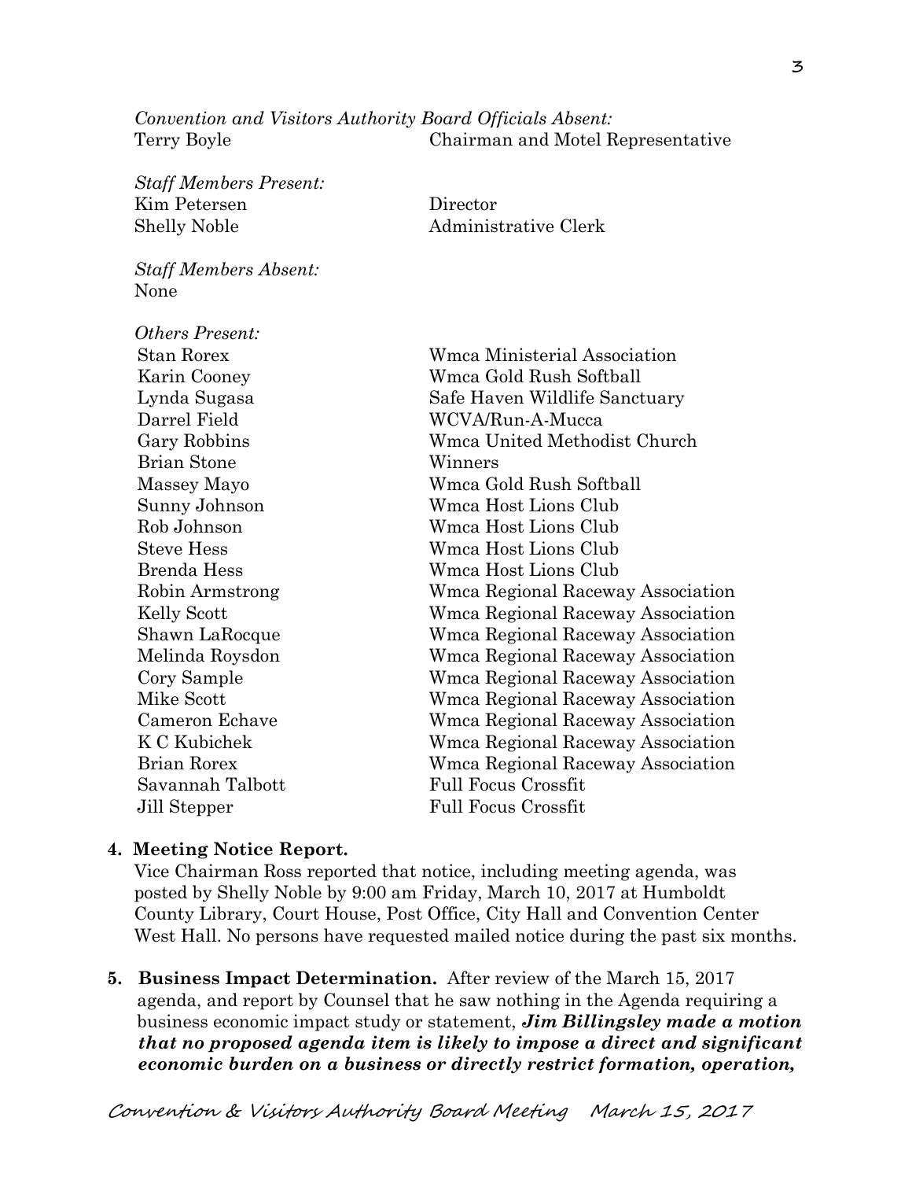*Convention and Visitors Authority Board Officials Absent:*

| | |
|---|---|
| Terry Boyle | Chairman and Motel Representative |

*Staff Members Present:*

| | |
|---|---|
| Kim Petersen | Director |
| Shelly Noble | Administrative Clerk |

*Staff Members Absent:*
None

*Others Present:*

| | |
|---|---|
| Stan Rorex | Wmca Ministerial Association |
| Karin Cooney | Wmca Gold Rush Softball |
| Lynda Sugasa | Safe Haven Wildlife Sanctuary |
| Darrel Field | WCVA/Run-A-Mucca |
| Gary Robbins | Wmca United Methodist Church |
| Brian Stone | Winners |
| Massey Mayo | Wmca Gold Rush Softball |
| Sunny Johnson | Wmca Host Lions Club |
| Rob Johnson | Wmca Host Lions Club |
| Steve Hess | Wmca Host Lions Club |
| Brenda Hess | Wmca Host Lions Club |
| Robin Armstrong | Wmca Regional Raceway Association |
| Kelly Scott | Wmca Regional Raceway Association |
| Shawn LaRocque | Wmca Regional Raceway Association |
| Melinda Roysdon | Wmca Regional Raceway Association |
| Cory Sample | Wmca Regional Raceway Association |
| Mike Scott | Wmca Regional Raceway Association |
| Cameron Echave | Wmca Regional Raceway Association |
| K C Kubichek | Wmca Regional Raceway Association |
| Brian Rorex | Wmca Regional Raceway Association |
| Savannah Talbott | Full Focus Crossfit |
| Jill Stepper | Full Focus Crossfit |

**4. Meeting Notice Report.**
Vice Chairman Ross reported that notice, including meeting agenda, was posted by Shelly Noble by 9:00 am Friday, March 10, 2017 at Humboldt County Library, Court House, Post Office, City Hall and Convention Center West Hall. No persons have requested mailed notice during the past six months.

**5. Business Impact Determination.** After review of the March 15, 2017 agenda, and report by Counsel that he saw nothing in the Agenda requiring a business economic impact study or statement, ***Jim Billingsley made a motion that no proposed agenda item is likely to impose a direct and significant economic burden on a business or directly restrict formation, operation,***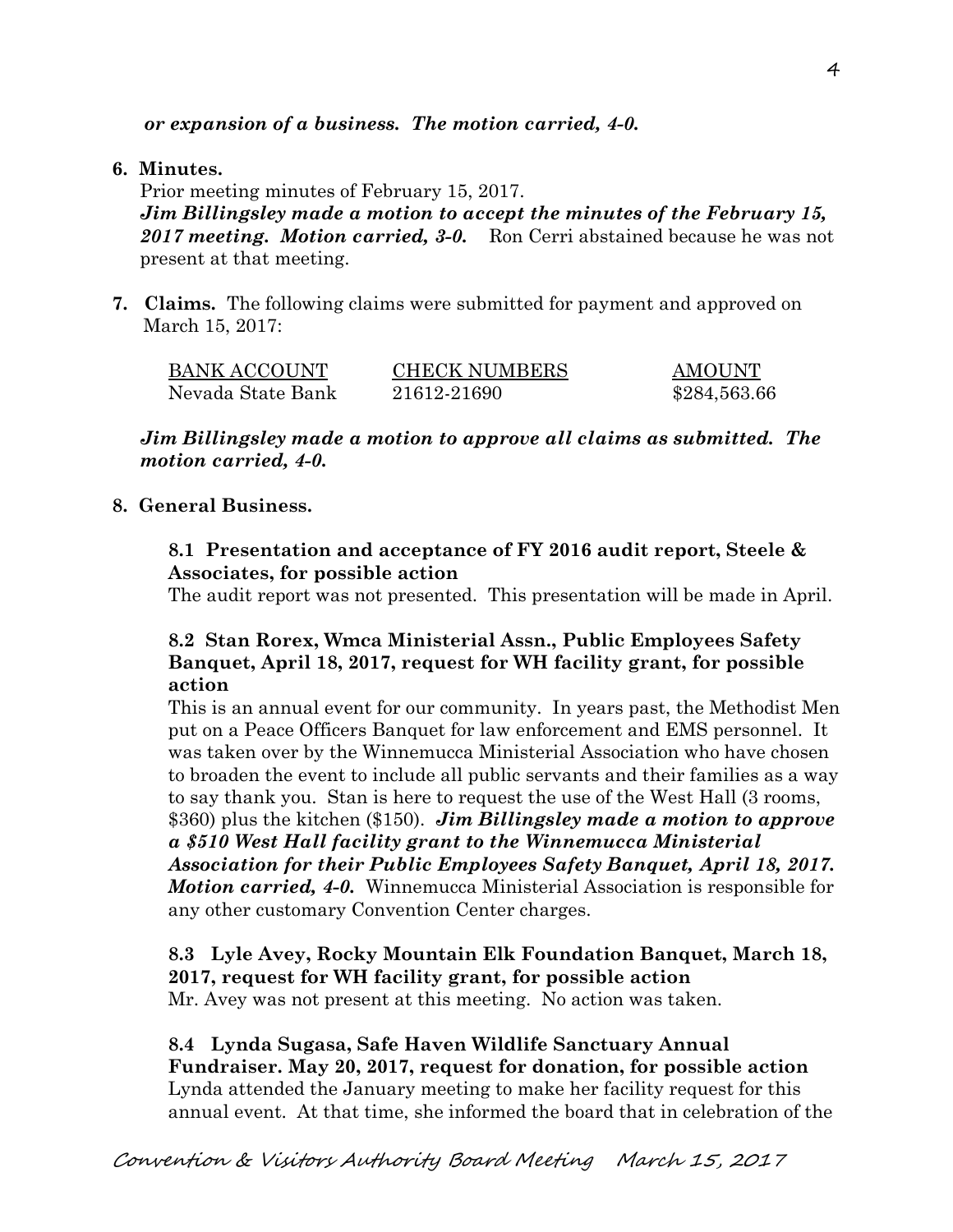***or expansion of a business. The motion carried, 4-0.***

**6. Minutes.**

Prior meeting minutes of February 15, 2017.

***Jim Billingsley made a motion to accept the minutes of the February 15, 2017 meeting. Motion carried, 3-0.*** Ron Cerri abstained because he was not present at that meeting.

**7. Claims.** The following claims were submitted for payment and approved on March 15, 2017:

| BANK ACCOUNT | CHECK NUMBERS | AMOUNT |
| --- | --- | --- |
| Nevada State Bank | 21612-21690 | $284,563.66 |

***Jim Billingsley made a motion to approve all claims as submitted. The motion carried, 4-0.***

**8. General Business.**

**8.1 Presentation and acceptance of FY 2016 audit report, Steele & Associates, for possible action**

The audit report was not presented. This presentation will be made in April.

**8.2 Stan Rorex, Wmca Ministerial Assn., Public Employees Safety Banquet, April 18, 2017, request for WH facility grant, for possible action**

This is an annual event for our community. In years past, the Methodist Men put on a Peace Officers Banquet for law enforcement and EMS personnel. It was taken over by the Winnemucca Ministerial Association who have chosen to broaden the event to include all public servants and their families as a way to say thank you. Stan is here to request the use of the West Hall (3 rooms, $360) plus the kitchen ($150). ***Jim Billingsley made a motion to approve a $510 West Hall facility grant to the Winnemucca Ministerial Association for their Public Employees Safety Banquet, April 18, 2017. Motion carried, 4-0.*** Winnemucca Ministerial Association is responsible for any other customary Convention Center charges.

**8.3 Lyle Avey, Rocky Mountain Elk Foundation Banquet, March 18, 2017, request for WH facility grant, for possible action**

Mr. Avey was not present at this meeting. No action was taken.

**8.4 Lynda Sugasa, Safe Haven Wildlife Sanctuary Annual Fundraiser. May 20, 2017, request for donation, for possible action**

Lynda attended the January meeting to make her facility request for this annual event. At that time, she informed the board that in celebration of the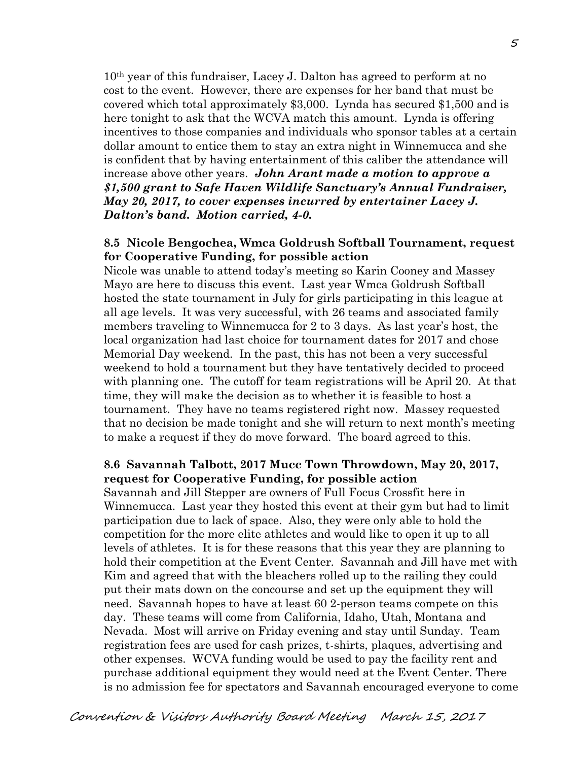10th year of this fundraiser, Lacey J. Dalton has agreed to perform at no cost to the event. However, there are expenses for her band that must be covered which total approximately $3,000. Lynda has secured $1,500 and is here tonight to ask that the WCVA match this amount. Lynda is offering incentives to those companies and individuals who sponsor tables at a certain dollar amount to entice them to stay an extra night in Winnemucca and she is confident that by having entertainment of this caliber the attendance will increase above other years. ***John Arant made a motion to approve a $1,500 grant to Safe Haven Wildlife Sanctuary's Annual Fundraiser, May 20, 2017, to cover expenses incurred by entertainer Lacey J. Dalton's band. Motion carried, 4-0.***

**8.5 Nicole Bengochea, Wmca Goldrush Softball Tournament, request for Cooperative Funding, for possible action**

Nicole was unable to attend today's meeting so Karin Cooney and Massey Mayo are here to discuss this event. Last year Wmca Goldrush Softball hosted the state tournament in July for girls participating in this league at all age levels. It was very successful, with 26 teams and associated family members traveling to Winnemucca for 2 to 3 days. As last year's host, the local organization had last choice for tournament dates for 2017 and chose Memorial Day weekend. In the past, this has not been a very successful weekend to hold a tournament but they have tentatively decided to proceed with planning one. The cutoff for team registrations will be April 20. At that time, they will make the decision as to whether it is feasible to host a tournament. They have no teams registered right now. Massey requested that no decision be made tonight and she will return to next month's meeting to make a request if they do move forward. The board agreed to this.

**8.6 Savannah Talbott, 2017 Mucc Town Throwdown, May 20, 2017, request for Cooperative Funding, for possible action**

Savannah and Jill Stepper are owners of Full Focus Crossfit here in Winnemucca. Last year they hosted this event at their gym but had to limit participation due to lack of space. Also, they were only able to hold the competition for the more elite athletes and would like to open it up to all levels of athletes. It is for these reasons that this year they are planning to hold their competition at the Event Center. Savannah and Jill have met with Kim and agreed that with the bleachers rolled up to the railing they could put their mats down on the concourse and set up the equipment they will need. Savannah hopes to have at least 60 2-person teams compete on this day. These teams will come from California, Idaho, Utah, Montana and Nevada. Most will arrive on Friday evening and stay until Sunday. Team registration fees are used for cash prizes, t-shirts, plaques, advertising and other expenses. WCVA funding would be used to pay the facility rent and purchase additional equipment they would need at the Event Center. There is no admission fee for spectators and Savannah encouraged everyone to come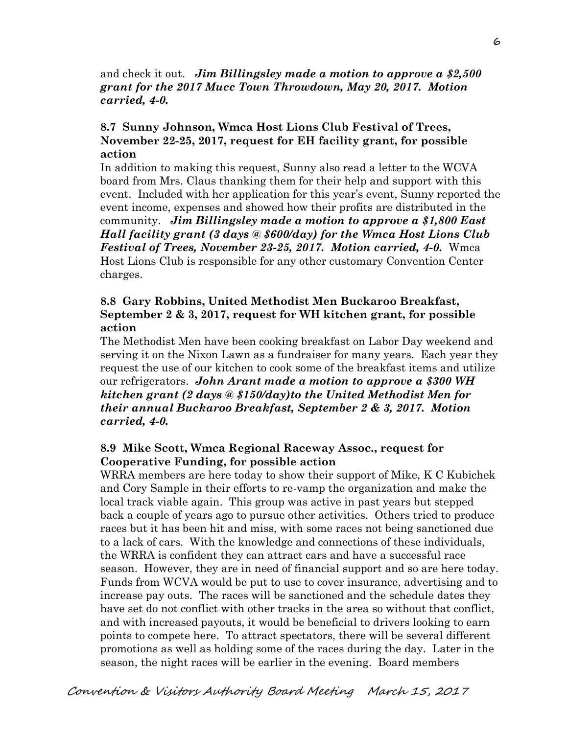and check it out. ***Jim Billingsley made a motion to approve a $2,500 grant for the 2017 Mucc Town Throwdown, May 20, 2017. Motion carried, 4-0.***

### 8.7 Sunny Johnson, Wmca Host Lions Club Festival of Trees, November 22-25, 2017, request for EH facility grant, for possible action

In addition to making this request, Sunny also read a letter to the WCVA board from Mrs. Claus thanking them for their help and support with this event. Included with her application for this year's event, Sunny reported the event income, expenses and showed how their profits are distributed in the community. ***Jim Billingsley made a motion to approve a $1,800 East Hall facility grant (3 days @ $600/day) for the Wmca Host Lions Club Festival of Trees, November 23-25, 2017. Motion carried, 4-0.*** Wmca Host Lions Club is responsible for any other customary Convention Center charges.

### 8.8 Gary Robbins, United Methodist Men Buckaroo Breakfast, September 2 & 3, 2017, request for WH kitchen grant, for possible action

The Methodist Men have been cooking breakfast on Labor Day weekend and serving it on the Nixon Lawn as a fundraiser for many years. Each year they request the use of our kitchen to cook some of the breakfast items and utilize our refrigerators. ***John Arant made a motion to approve a $300 WH kitchen grant (2 days @ $150/day)to the United Methodist Men for their annual Buckaroo Breakfast, September 2 & 3, 2017. Motion carried, 4-0.***

### 8.9 Mike Scott, Wmca Regional Raceway Assoc., request for Cooperative Funding, for possible action

WRRA members are here today to show their support of Mike, K C Kubichek and Cory Sample in their efforts to re-vamp the organization and make the local track viable again. This group was active in past years but stepped back a couple of years ago to pursue other activities. Others tried to produce races but it has been hit and miss, with some races not being sanctioned due to a lack of cars. With the knowledge and connections of these individuals, the WRRA is confident they can attract cars and have a successful race season. However, they are in need of financial support and so are here today. Funds from WCVA would be put to use to cover insurance, advertising and to increase pay outs. The races will be sanctioned and the schedule dates they have set do not conflict with other tracks in the area so without that conflict, and with increased payouts, it would be beneficial to drivers looking to earn points to compete here. To attract spectators, there will be several different promotions as well as holding some of the races during the day. Later in the season, the night races will be earlier in the evening. Board members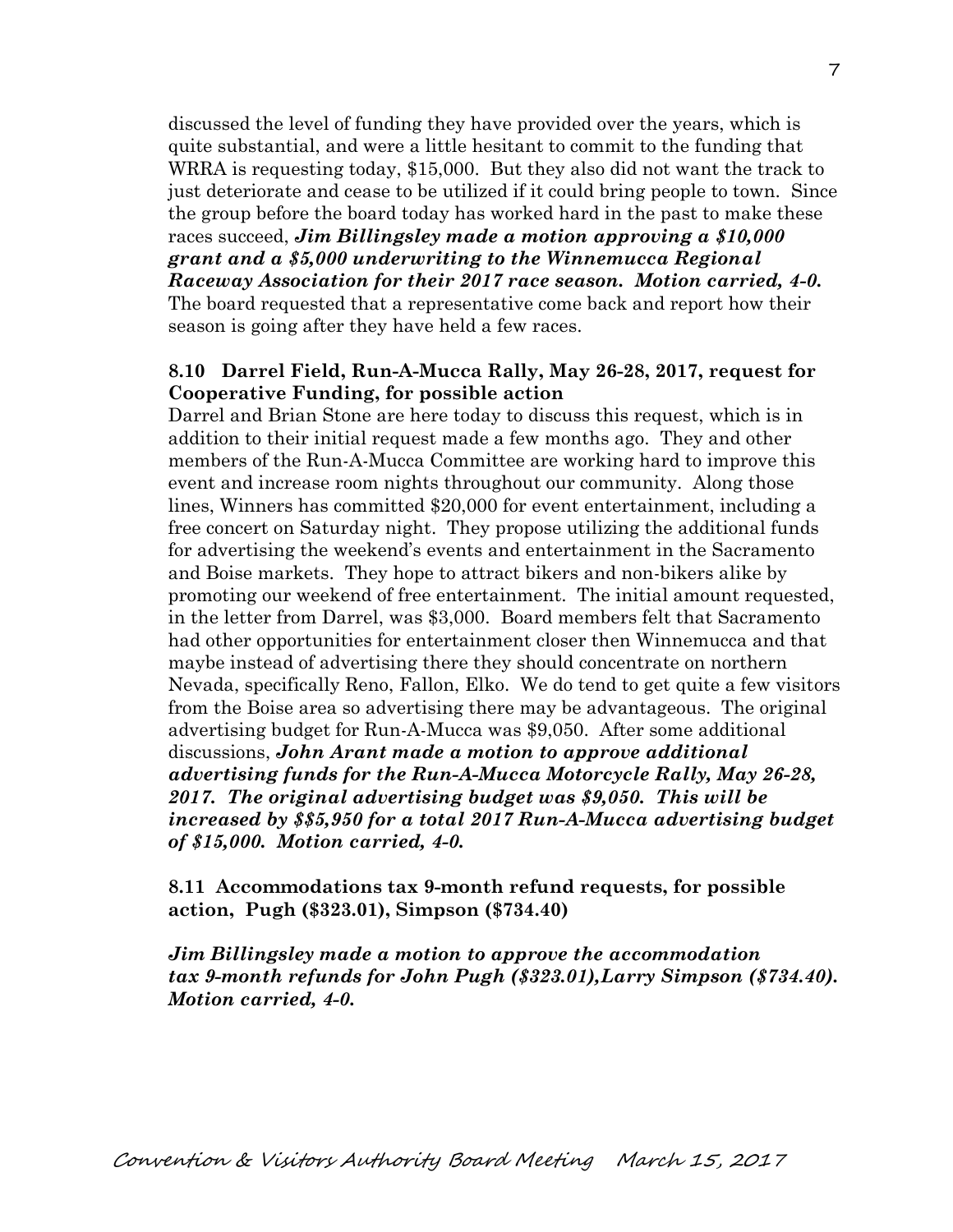discussed the level of funding they have provided over the years, which is quite substantial, and were a little hesitant to commit to the funding that WRRA is requesting today, $15,000. But they also did not want the track to just deteriorate and cease to be utilized if it could bring people to town. Since the group before the board today has worked hard in the past to make these races succeed, ***Jim Billingsley made a motion approving a $10,000 grant and a $5,000 underwriting to the Winnemucca Regional Raceway Association for their 2017 race season. Motion carried, 4-0.*** The board requested that a representative come back and report how their season is going after they have held a few races.

**8.10 Darrel Field, Run-A-Mucca Rally, May 26-28, 2017, request for Cooperative Funding, for possible action**

Darrel and Brian Stone are here today to discuss this request, which is in addition to their initial request made a few months ago. They and other members of the Run-A-Mucca Committee are working hard to improve this event and increase room nights throughout our community. Along those lines, Winners has committed $20,000 for event entertainment, including a free concert on Saturday night. They propose utilizing the additional funds for advertising the weekend's events and entertainment in the Sacramento and Boise markets. They hope to attract bikers and non-bikers alike by promoting our weekend of free entertainment. The initial amount requested, in the letter from Darrel, was $3,000. Board members felt that Sacramento had other opportunities for entertainment closer then Winnemucca and that maybe instead of advertising there they should concentrate on northern Nevada, specifically Reno, Fallon, Elko. We do tend to get quite a few visitors from the Boise area so advertising there may be advantageous. The original advertising budget for Run-A-Mucca was $9,050. After some additional discussions, ***John Arant made a motion to approve additional advertising funds for the Run-A-Mucca Motorcycle Rally, May 26-28, 2017. The original advertising budget was $9,050. This will be increased by $$5,950 for a total 2017 Run-A-Mucca advertising budget of $15,000. Motion carried, 4-0.***

**8.11 Accommodations tax 9-month refund requests, for possible action, Pugh ($323.01), Simpson ($734.40)**

***Jim Billingsley made a motion to approve the accommodation tax 9-month refunds for John Pugh ($323.01),Larry Simpson ($734.40). Motion carried, 4-0.***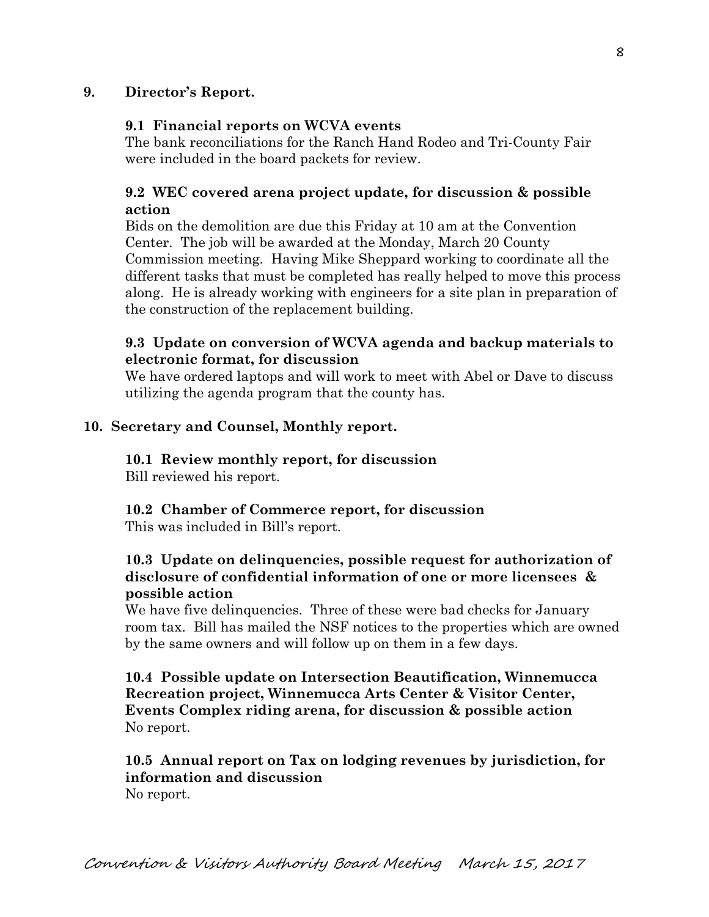**9. Director's Report.**

**9.1 Financial reports on WCVA events**

The bank reconciliations for the Ranch Hand Rodeo and Tri-County Fair were included in the board packets for review.

**9.2 WEC covered arena project update, for discussion & possible action**

Bids on the demolition are due this Friday at 10 am at the Convention Center. The job will be awarded at the Monday, March 20 County Commission meeting. Having Mike Sheppard working to coordinate all the different tasks that must be completed has really helped to move this process along. He is already working with engineers for a site plan in preparation of the construction of the replacement building.

**9.3 Update on conversion of WCVA agenda and backup materials to electronic format, for discussion**

We have ordered laptops and will work to meet with Abel or Dave to discuss utilizing the agenda program that the county has.

**10. Secretary and Counsel, Monthly report.**

**10.1 Review monthly report, for discussion**

Bill reviewed his report.

**10.2 Chamber of Commerce report, for discussion**

This was included in Bill's report.

**10.3 Update on delinquencies, possible request for authorization of disclosure of confidential information of one or more licensees & possible action**

We have five delinquencies. Three of these were bad checks for January room tax. Bill has mailed the NSF notices to the properties which are owned by the same owners and will follow up on them in a few days.

**10.4 Possible update on Intersection Beautification, Winnemucca Recreation project, Winnemucca Arts Center & Visitor Center, Events Complex riding arena, for discussion & possible action**

No report.

**10.5 Annual report on Tax on lodging revenues by jurisdiction, for information and discussion**

No report.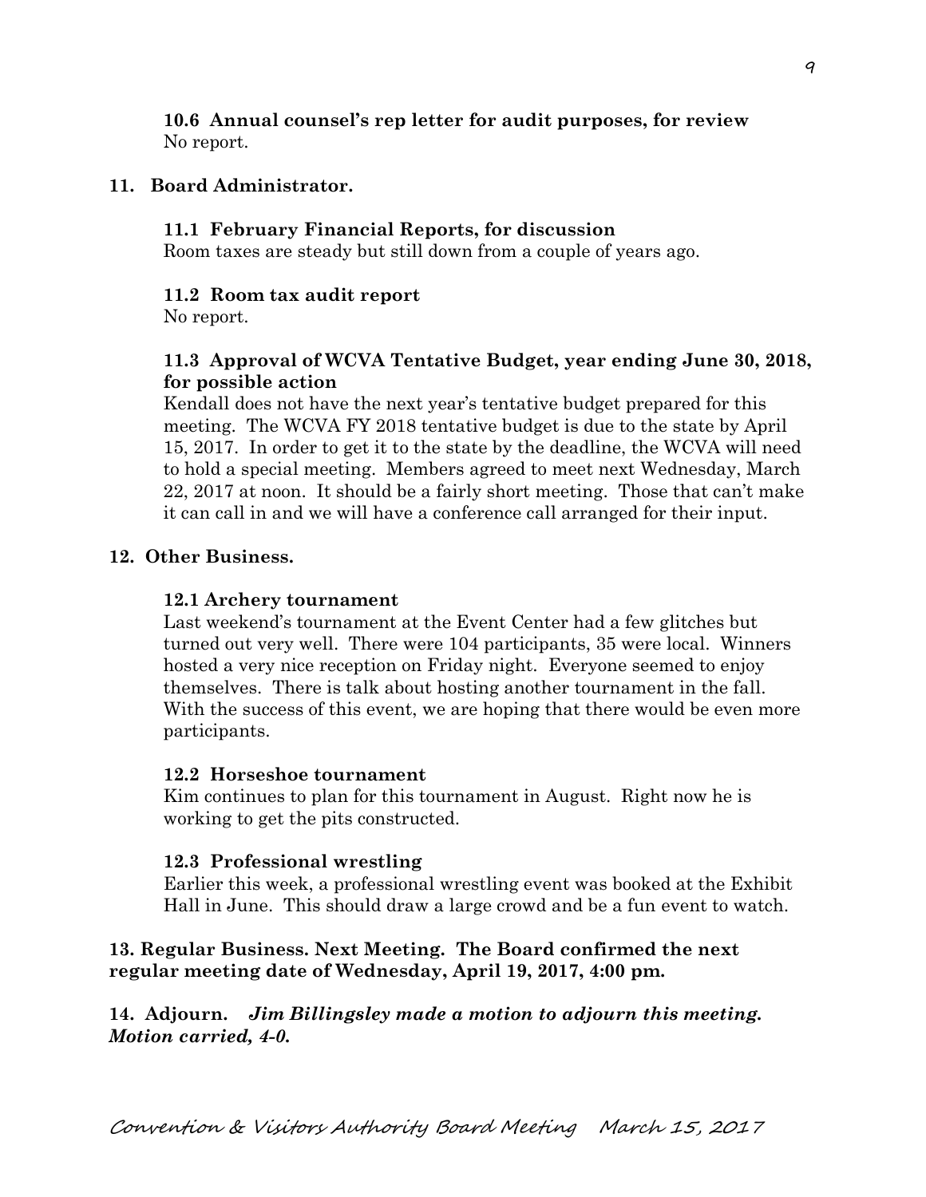**10.6 Annual counsel's rep letter for audit purposes, for review**
No report.

**11. Board Administrator.**

**11.1 February Financial Reports, for discussion**
Room taxes are steady but still down from a couple of years ago.

**11.2 Room tax audit report**
No report.

**11.3 Approval of WCVA Tentative Budget, year ending June 30, 2018, for possible action**
Kendall does not have the next year's tentative budget prepared for this meeting. The WCVA FY 2018 tentative budget is due to the state by April 15, 2017. In order to get it to the state by the deadline, the WCVA will need to hold a special meeting. Members agreed to meet next Wednesday, March 22, 2017 at noon. It should be a fairly short meeting. Those that can't make it can call in and we will have a conference call arranged for their input.

**12. Other Business.**

**12.1 Archery tournament**
Last weekend's tournament at the Event Center had a few glitches but turned out very well. There were 104 participants, 35 were local. Winners hosted a very nice reception on Friday night. Everyone seemed to enjoy themselves. There is talk about hosting another tournament in the fall. With the success of this event, we are hoping that there would be even more participants.

**12.2 Horseshoe tournament**
Kim continues to plan for this tournament in August. Right now he is working to get the pits constructed.

**12.3 Professional wrestling**
Earlier this week, a professional wrestling event was booked at the Exhibit Hall in June. This should draw a large crowd and be a fun event to watch.

**13. Regular Business. Next Meeting. The Board confirmed the next regular meeting date of Wednesday, April 19, 2017, 4:00 pm.**

**14. Adjourn.** ***Jim Billingsley made a motion to adjourn this meeting. Motion carried, 4-0.***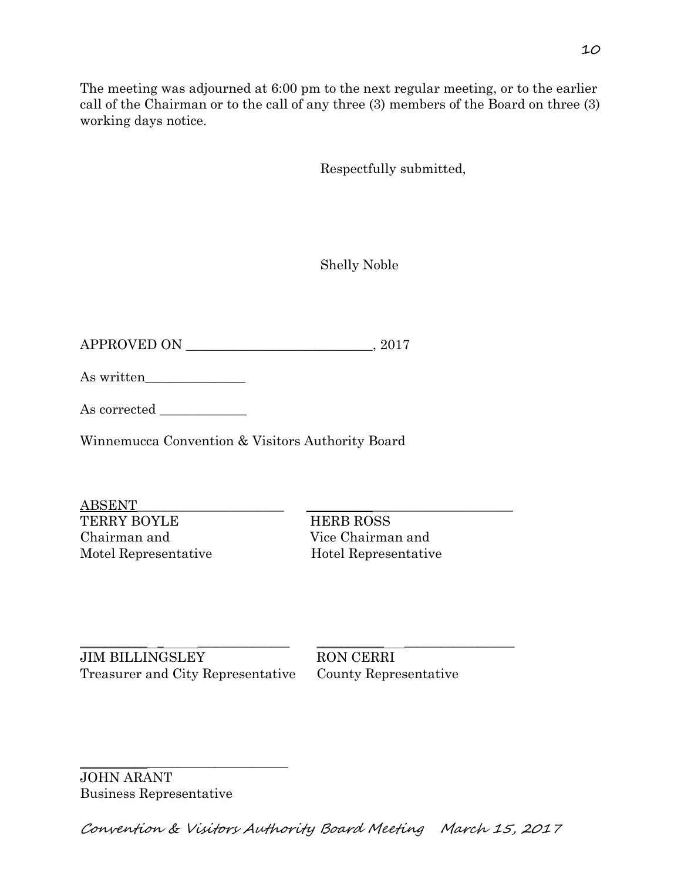The meeting was adjourned at 6:00 pm to the next regular meeting, or to the earlier call of the Chairman or to the call of any three (3) members of the Board on three (3) working days notice.

Respectfully submitted,

Shelly Noble

APPROVED ON ____________________________, 2017

As written_______________

As corrected _____________

Winnemucca Convention & Visitors Authority Board

| | |
|---|---|
| ABSENT______________________ | ______________________________ |
| TERRY BOYLE<br>Chairman and<br>Motel Representative | HERB ROSS<br>Vice Chairman and<br>Hotel Representative |
| ______________________________ | ______________________________ |
| JIM BILLINGSLEY<br>Treasurer and City Representative | RON CERRI<br>County Representative |
| ______________________________ | |
| JOHN ARANT<br>Business Representative | |

Convention & Visitors Authority Board Meeting March 15, 2017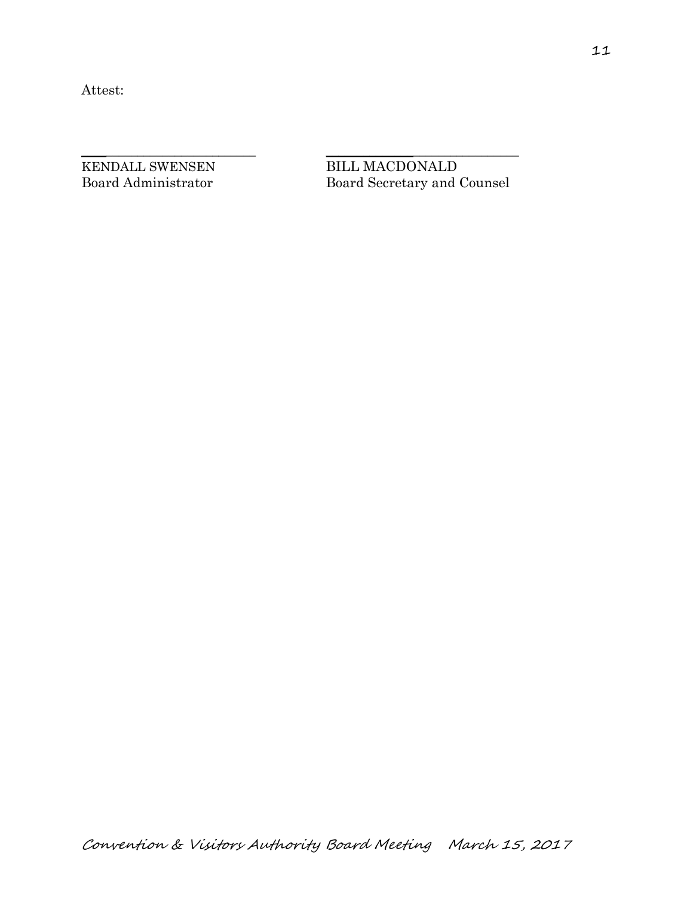Attest:

| | |
|---|---|
| \_\_\_\_\_\_\_\_\_\_\_\_\_\_\_\_\_\_\_\_\_\_\_\_ | \_\_\_\_\_\_\_\_\_\_\_\_\_\_\_\_\_\_\_\_\_\_\_\_\_\_ |
| KENDALL SWENSEN | BILL MACDONALD |
| Board Administrator | Board Secretary and Counsel |